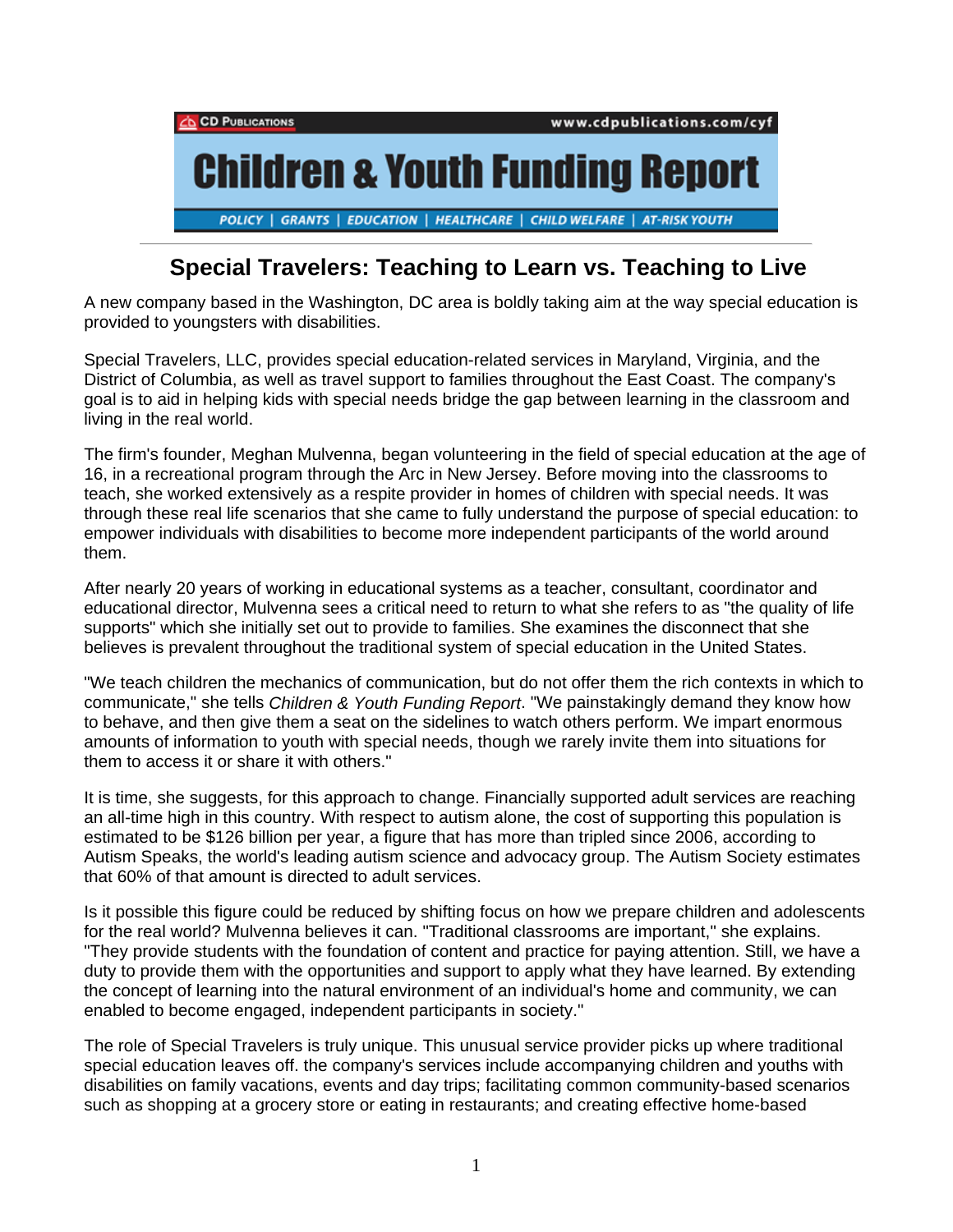CD Publications www.cdpublications.com/cyf

# Children & Youth Funding Report

POLICY | GRANTS | EDUCATION | HEALTHCARE | CHILD WELFARE | AT-RISK YOUTH

## Special Travelers: Teaching to Learn vs. Teaching to Live

A new company based in the Washington, DC area is boldly taking aim at the way special education is provided to youngsters with disabilities.

Special Travelers, LLC, provides special education-related services in Maryland, Virginia, and the District of Columbia, as well as travel support to families throughout the East Coast. The company's goal is to aid in helping kids with special needs bridge the gap between learning in the classroom and living in the real world.

The firm's founder, Meghan Mulvenna, began volunteering in the field of special education at the age of 16, in a recreational program through the Arc in New Jersey. Before moving into the classrooms to teach, she worked extensively as a respite provider in homes of children with special needs. It was through these real life scenarios that she came to fully understand the purpose of special education: to empower individuals with disabilities to become more independent participants of the world around them.

After nearly 20 years of working in educational systems as a teacher, consultant, coordinator and educational director, Mulvenna sees a critical need to return to what she refers to as "the quality of life supports" which she initially set out to provide to families. She examines the disconnect that she believes is prevalent throughout the traditional system of special education in the United States.

"We teach children the mechanics of communication, but do not offer them the rich contexts in which to communicate," she tells *Children & Youth Funding Report*. "We painstakingly demand they know how to behave, and then give them a seat on the sidelines to watch others perform. We impart enormous amounts of information to youth with special needs, though we rarely invite them into situations for them to access it or share it with others."

It is time, she suggests, for this approach to change. Financially supported adult services are reaching an all-time high in this country. With respect to autism alone, the cost of supporting this population is estimated to be $126 billion per year, a figure that has more than tripled since 2006, according to Autism Speaks, the world's leading autism science and advocacy group. The Autism Society estimates that 60% of that amount is directed to adult services.

Is it possible this figure could be reduced by shifting focus on how we prepare children and adolescents for the real world? Mulvenna believes it can. "Traditional classrooms are important," she explains. "They provide students with the foundation of content and practice for paying attention. Still, we have a duty to provide them with the opportunities and support to apply what they have learned. By extending the concept of learning into the natural environment of an individual's home and community, we can enabled to become engaged, independent participants in society."

The role of Special Travelers is truly unique. This unusual service provider picks up where traditional special education leaves off. the company's services include accompanying children and youths with disabilities on family vacations, events and day trips; facilitating common community-based scenarios such as shopping at a grocery store or eating in restaurants; and creating effective home-based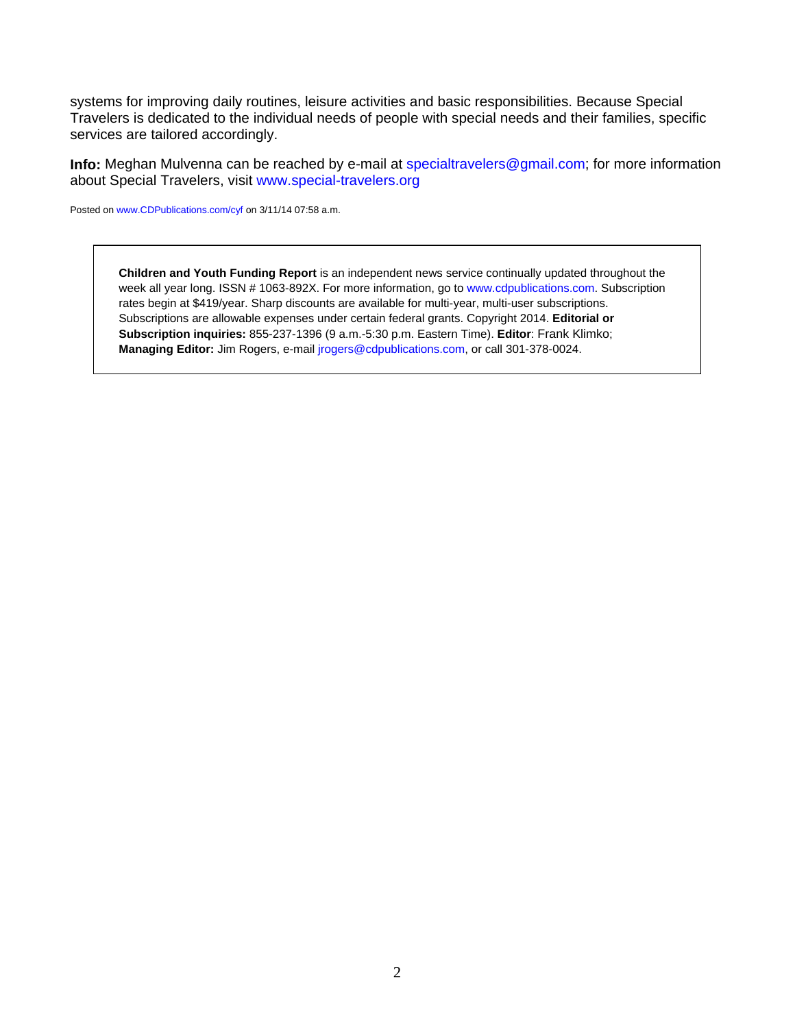systems for improving daily routines, leisure activities and basic responsibilities. Because Special Travelers is dedicated to the individual needs of people with special needs and their families, specific services are tailored accordingly.

**Info:** Meghan Mulvenna can be reached by e-mail at specialtravelers@gmail.com; for more information about Special Travelers, visit www.special-travelers.org

Posted on www.CDPublications.com/cyf on 3/11/14 07:58 a.m.

**Children and Youth Funding Report** is an independent news service continually updated throughout the week all year long. ISSN # 1063-892X. For more information, go to www.cdpublications.com. Subscription rates begin at $419/year. Sharp discounts are available for multi-year, multi-user subscriptions. Subscriptions are allowable expenses under certain federal grants. Copyright 2014. **Editorial or Subscription inquiries:** 855-237-1396 (9 a.m.-5:30 p.m. Eastern Time). **Editor**: Frank Klimko; **Managing Editor:** Jim Rogers, e-mail jrogers@cdpublications.com, or call 301-378-0024.